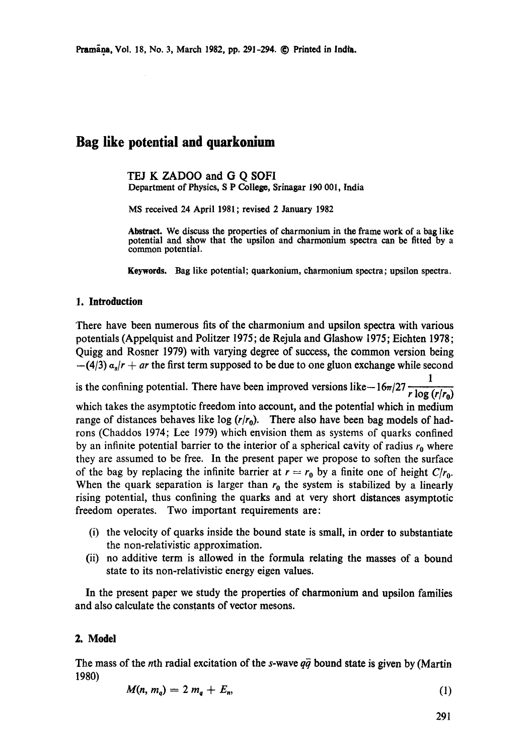# Bag like potential and quarkonium

TEJ K ZADOO and G Q SOFI

Department of Physics, S P College, Srinagar 190 001, India

MS received 24 April 1981; revised 2 January 1982

**Abstract.** We discuss the properties of charmonium in the frame work of a bag like potential and show that the upsilon and charmonium spectra can be fitted by a common potential.

**Keywords.** Bag like potential; quarkonium, charmonium spectra; upsilon spectra.

## 1. Introduction

There have been numerous fits of the charmonium and upsilon spectra with various potentials (Appelquist and Politzer 1975; de Rejula and Glashow 1975; Eichten 1978; Quigg and Rosner 1979) with varying degree of success, the common version being $-(4/3)\, \alpha_s/r + ar$ the first term supposed to be due to one gluon exchange while second is the confining potential. There have been improved versions like $-16\pi/27 \dfrac{1}{r \log (r/r_0)}$ which takes the asymptotic freedom into account, and the potential which in medium range of distances behaves like $\log (r/r_0)$. There also have been bag models of hadrons (Chaddos 1974; Lee 1979) which envision them as systems of quarks confined by an infinite potential barrier to the interior of a spherical cavity of radius $r_0$ where they are assumed to be free. In the present paper we propose to soften the surface of the bag by replacing the infinite barrier at $r = r_0$ by a finite one of height $C/r_0$. When the quark separation is larger than $r_0$ the system is stabilized by a linearly rising potential, thus confining the quarks and at very short distances asymptotic freedom operates. Two important requirements are:

(i) the velocity of quarks inside the bound state is small, in order to substantiate the non-relativistic approximation.

(ii) no additive term is allowed in the formula relating the masses of a bound state to its non-relativistic energy eigen values.

In the present paper we study the properties of charmonium and upsilon families and also calculate the constants of vector mesons.

## 2. Model

The mass of the $n$th radial excitation of the $s$-wave $q\bar{q}$ bound state is given by (Martin 1980)

$$M(n, m_q) = 2\, m_q + E_n, \tag{1}$$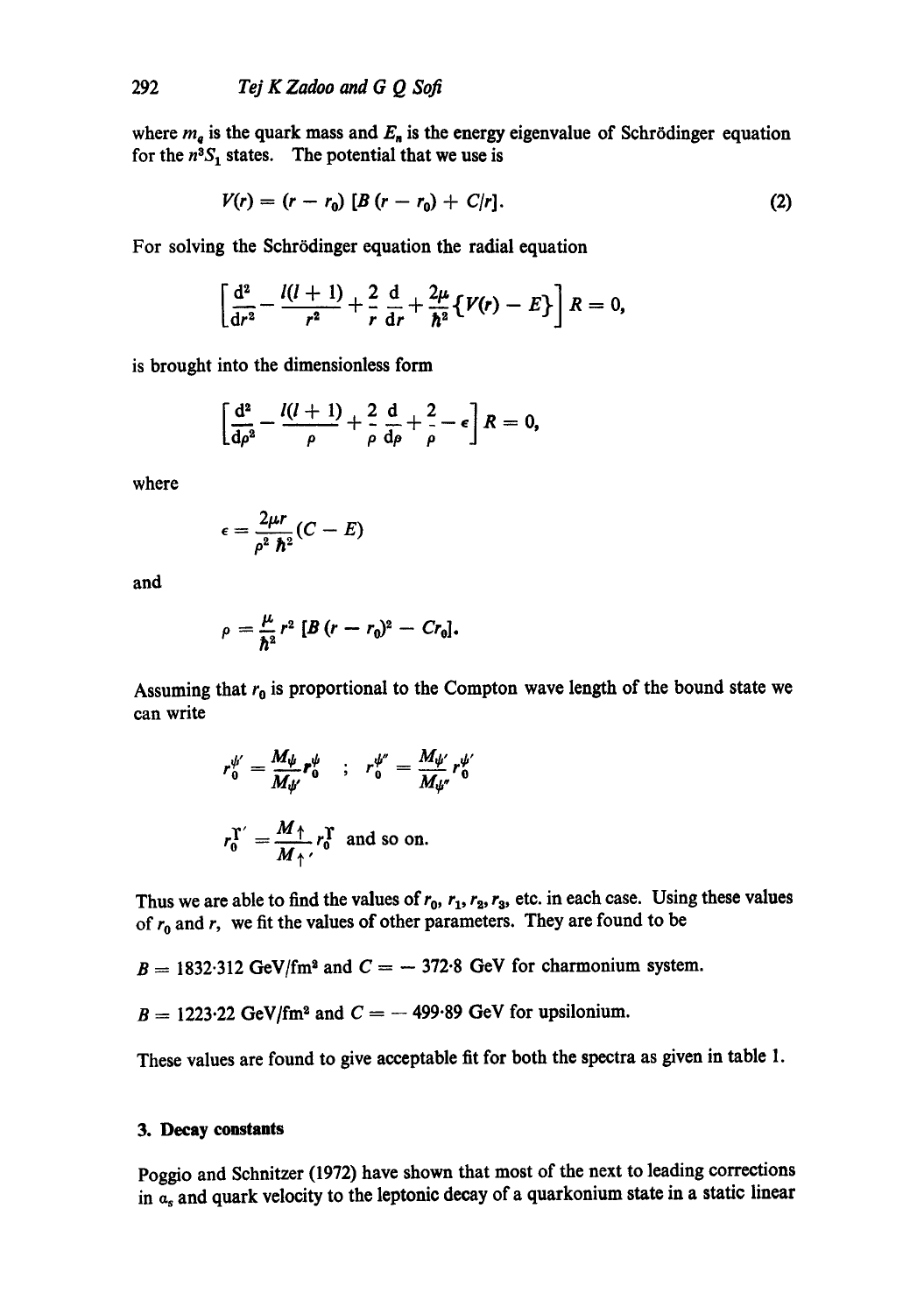where $m_q$ is the quark mass and $E_n$ is the energy eigenvalue of Schrödinger equation for the $n^3S_1$ states. The potential that we use is

$$V(r) = (r - r_0)\,[B\,(r - r_0) + C/r]. \tag{2}$$

For solving the Schrödinger equation the radial equation

$$\left[\frac{d^2}{dr^2} - \frac{l(l+1)}{r^2} + \frac{2}{r}\frac{d}{dr} + \frac{2\mu}{\hbar^2}\{V(r) - E\}\right] R = 0,$$

is brought into the dimensionless form

$$\left[\frac{d^2}{d\rho^2} - \frac{l(l+1)}{\rho} + \frac{2}{\rho}\frac{d}{d\rho} + \frac{2}{\rho} - \epsilon\right] R = 0,$$

where

$$\epsilon = \frac{2\mu r}{\rho^2\,\hbar^2}(C - E)$$

and

$$\rho = \frac{\mu}{\hbar^2} r^2\,[B\,(r - r_0)^2 - Cr_0].$$

Assuming that $r_0$ is proportional to the Compton wave length of the bound state we can write

$$r_0^{\psi'} = \frac{M_\psi}{M_{\psi'}} r_0^{\psi} \quad ; \quad r_0^{\psi''} = \frac{M_{\psi'}}{M_{\psi''}} r_0^{\psi'}$$

$$r_0^{\Upsilon'} = \frac{M_\Upsilon}{M_{\Upsilon'}} r_0^{\Upsilon} \text{ and so on.}$$

Thus we are able to find the values of $r_0$, $r_1$, $r_2$, $r_3$, etc. in each case. Using these values of $r_0$ and $r$, we fit the values of other parameters. They are found to be

$B = 1832{\cdot}312$ GeV/fm$^2$ and $C = -372{\cdot}8$ GeV for charmonium system.

$B = 1223{\cdot}22$ GeV/fm$^2$ and $C = -499{\cdot}89$ GeV for upsilonium.

These values are found to give acceptable fit for both the spectra as given in table 1.

## 3. Decay constants

Poggio and Schnitzer (1972) have shown that most of the next to leading corrections in $\alpha_s$ and quark velocity to the leptonic decay of a quarkonium state in a static linear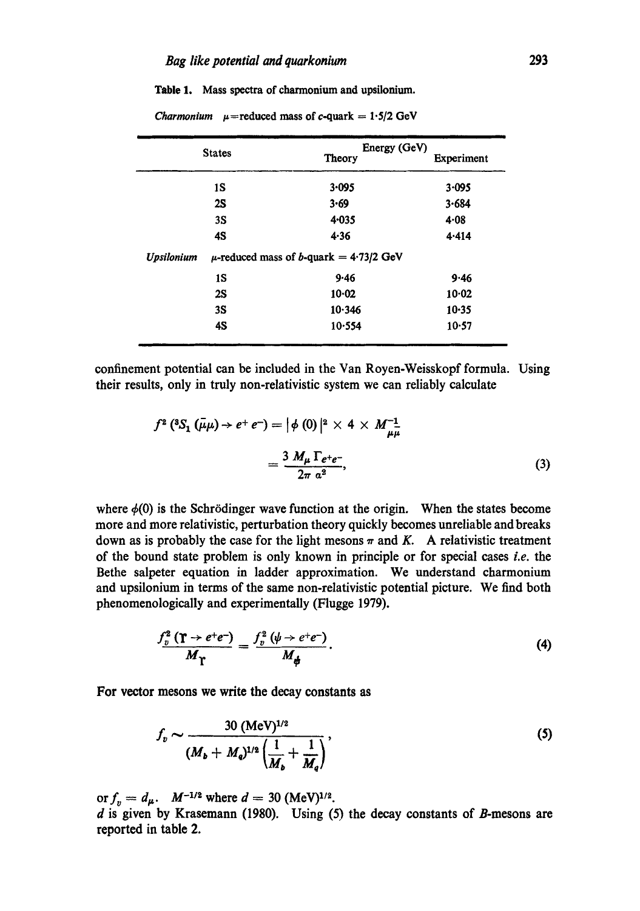**Table 1.** Mass spectra of charmonium and upsilonium.

*Charmonium* $\mu$=reduced mass of $c$-quark = 1·5/2 GeV

| States | Energy (GeV) Theory | Experiment |
|---|---|---|
| 1S | 3·095 | 3·095 |
| 2S | 3·69 | 3·684 |
| 3S | 4·035 | 4·08 |
| 4S | 4·36 | 4·414 |
| *Upsilonium* $\mu$-reduced mass of $b$-quark = 4·73/2 GeV | | |
| 1S | 9·46 | 9·46 |
| 2S | 10·02 | 10·02 |
| 3S | 10·346 | 10·35 |
| 4S | 10·554 | 10·57 |

confinement potential can be included in the Van Royen-Weisskopf formula. Using their results, only in truly non-relativistic system we can reliably calculate

$$f^2\,({}^3S_1\,(\bar{\mu}\mu) \to e^+ e^-) = |\phi\,(0)|^2 \times 4 \times M^{-1}_{\mu\mu}$$

$$= \frac{3\, M_\mu\, \Gamma_{e^+e^-}}{2\pi\, a^2}, \tag{3}$$

where $\phi(0)$ is the Schrödinger wave function at the origin. When the states become more and more relativistic, perturbation theory quickly becomes unreliable and breaks down as is probably the case for the light mesons $\pi$ and $K$. A relativistic treatment of the bound state problem is only known in principle or for special cases *i.e.* the Bethe salpeter equation in ladder approximation. We understand charmonium and upsilonium in terms of the same non-relativistic potential picture. We find both phenomenologically and experimentally (Flugge 1979).

$$\frac{f_v^2\,(\Upsilon \to e^+e^-)}{M_\Upsilon} = \frac{f_v^2\,(\psi \to e^+e^-)}{M_\psi}. \tag{4}$$

For vector mesons we write the decay constants as

$$f_v \sim \frac{30\,(\mathrm{MeV})^{1/2}}{(M_b + M_q)^{1/2}\left(\dfrac{1}{M_b} + \dfrac{1}{M_q}\right)}, \tag{5}$$

or $f_v = d_\mu \cdot M^{-1/2}$ where $d = 30\,(\mathrm{MeV})^{1/2}$.
$d$ is given by Krasemann (1980). Using (5) the decay constants of $B$-mesons are reported in table 2.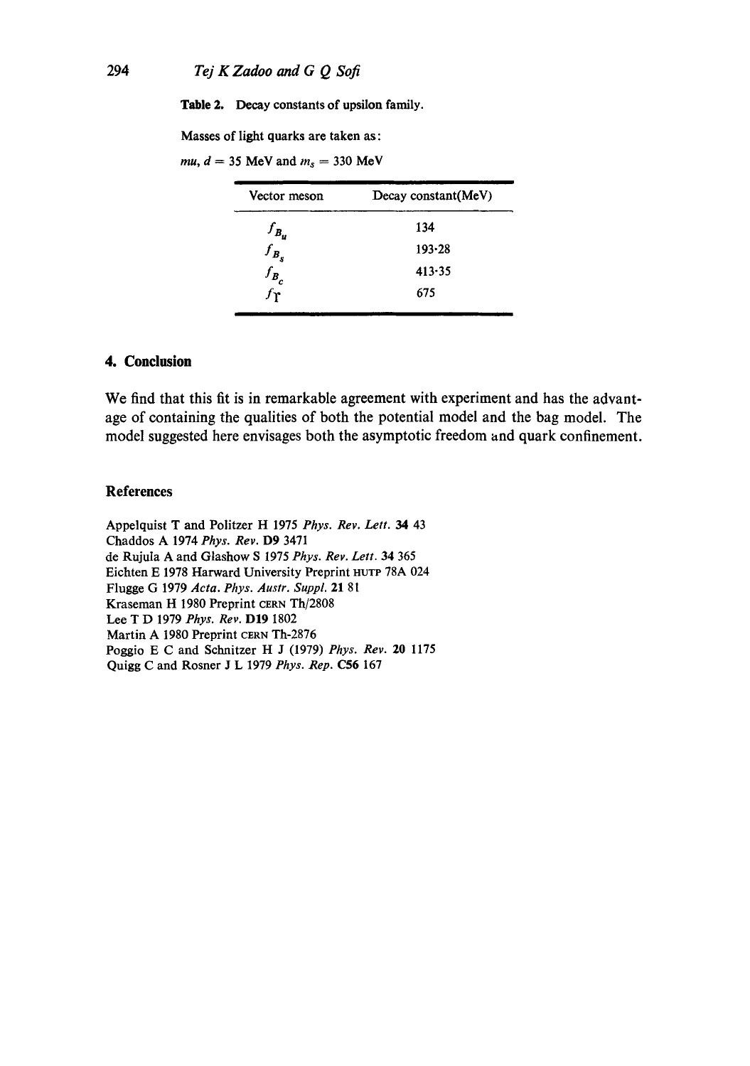**Table 2.** Decay constants of upsilon family.

Masses of light quarks are taken as:

$m_{u,d}$ = 35 MeV and $m_s$ = 330 MeV

| Vector meson | Decay constant(MeV) |
|---|---|
| $f_{B_u}$ | 134 |
| $f_{B_s}$ | 193·28 |
| $f_{B_c}$ | 413·35 |
| $f_{\Upsilon}$ | 675 |

## 4. Conclusion

We find that this fit is in remarkable agreement with experiment and has the advantage of containing the qualities of both the potential model and the bag model. The model suggested here envisages both the asymptotic freedom and quark confinement.

## References

Appelquist T and Politzer H 1975 *Phys. Rev. Lett.* **34** 43
Chaddos A 1974 *Phys. Rev.* **D9** 3471
de Rujula A and Glashow S 1975 *Phys. Rev. Lett.* **34** 365
Eichten E 1978 Harward University Preprint HUTP 78A 024
Flugge G 1979 *Acta. Phys. Austr. Suppl.* **21** 81
Kraseman H 1980 Preprint CERN Th/2808
Lee T D 1979 *Phys. Rev.* **D19** 1802
Martin A 1980 Preprint CERN Th-2876
Poggio E C and Schnitzer H J (1979) *Phys. Rev.* **20** 1175
Quigg C and Rosner J L 1979 *Phys. Rep.* **C56** 167